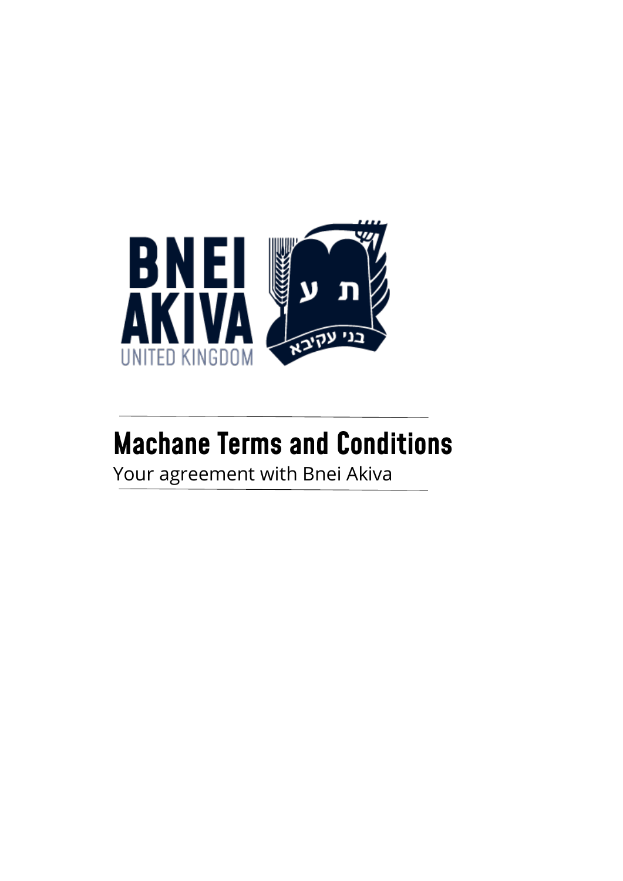# Machane Terms and Conditions

Your agreement with Bnei Akiva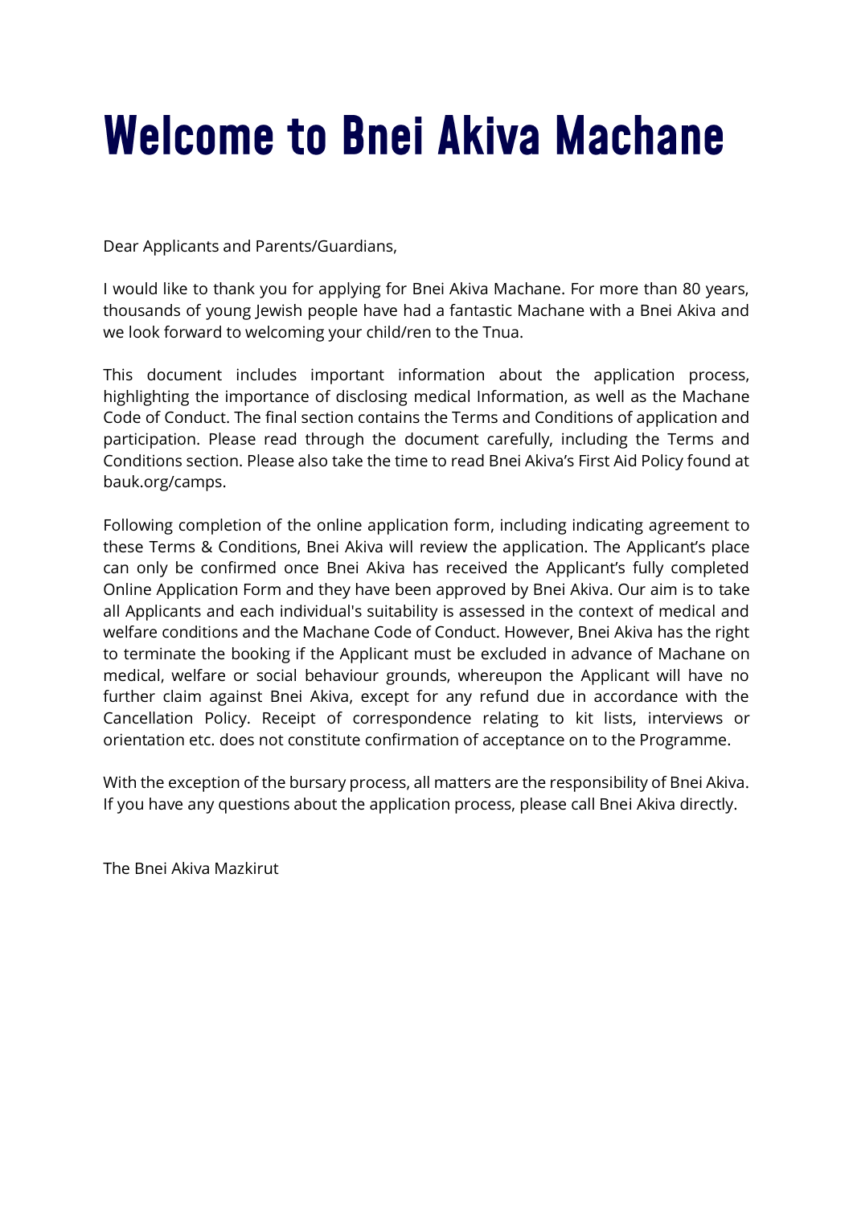# Welcome to Bnei Akiva Machane

Dear Applicants and Parents/Guardians,

I would like to thank you for applying for Bnei Akiva Machane. For more than 80 years, thousands of young Jewish people have had a fantastic Machane with a Bnei Akiva and we look forward to welcoming your child/ren to the Tnua.

This document includes important information about the application process, highlighting the importance of disclosing medical Information, as well as the Machane Code of Conduct. The final section contains the Terms and Conditions of application and participation. Please read through the document carefully, including the Terms and Conditions section. Please also take the time to read Bnei Akiva's First Aid Policy found at bauk.org/camps.

Following completion of the online application form, including indicating agreement to these Terms & Conditions, Bnei Akiva will review the application. The Applicant's place can only be confirmed once Bnei Akiva has received the Applicant's fully completed Online Application Form and they have been approved by Bnei Akiva. Our aim is to take all Applicants and each individual's suitability is assessed in the context of medical and welfare conditions and the Machane Code of Conduct. However, Bnei Akiva has the right to terminate the booking if the Applicant must be excluded in advance of Machane on medical, welfare or social behaviour grounds, whereupon the Applicant will have no further claim against Bnei Akiva, except for any refund due in accordance with the Cancellation Policy. Receipt of correspondence relating to kit lists, interviews or orientation etc. does not constitute confirmation of acceptance on to the Programme.

With the exception of the bursary process, all matters are the responsibility of Bnei Akiva. If you have any questions about the application process, please call Bnei Akiva directly.

The Bnei Akiva Mazkirut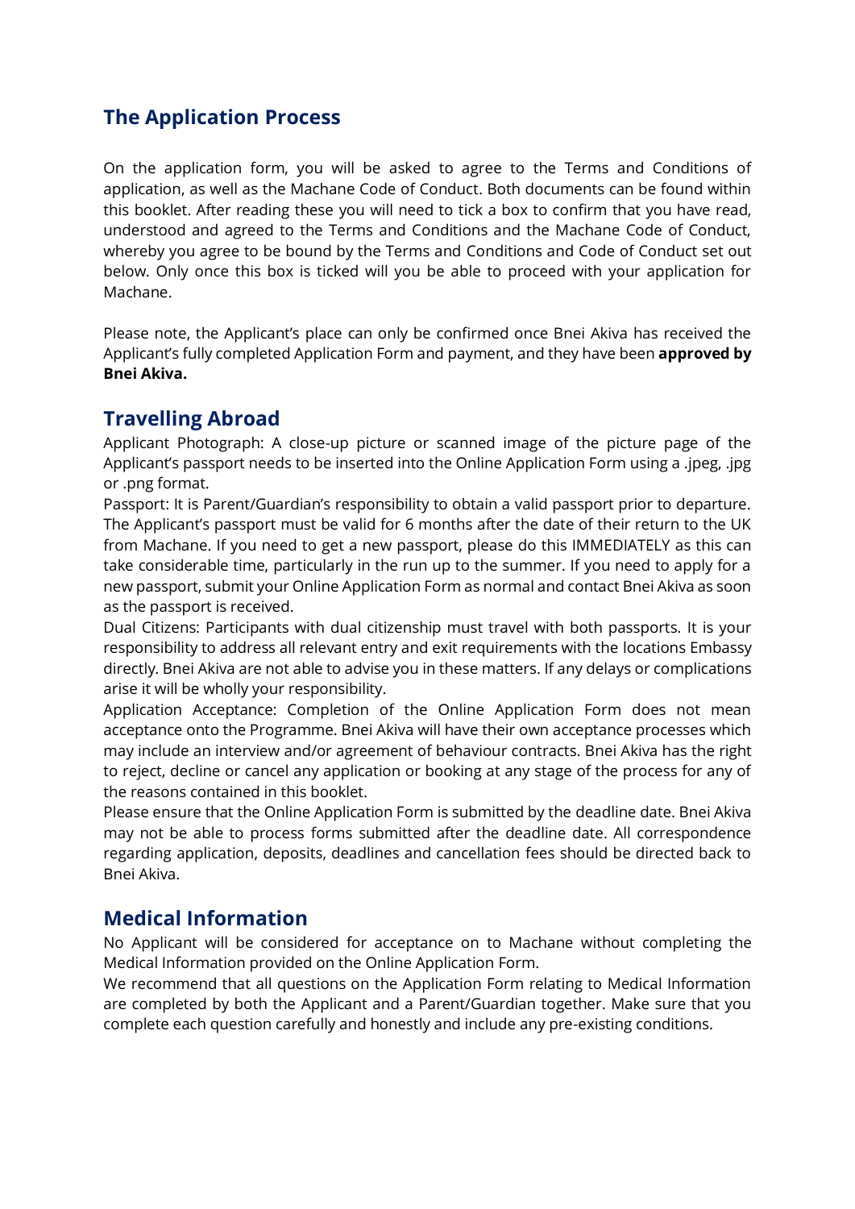## The Application Process

On the application form, you will be asked to agree to the Terms and Conditions of application, as well as the Machane Code of Conduct. Both documents can be found within this booklet. After reading these you will need to tick a box to confirm that you have read, understood and agreed to the Terms and Conditions and the Machane Code of Conduct, whereby you agree to be bound by the Terms and Conditions and Code of Conduct set out below. Only once this box is ticked will you be able to proceed with your application for Machane.

Please note, the Applicant's place can only be confirmed once Bnei Akiva has received the Applicant's fully completed Application Form and payment, and they have been **approved by Bnei Akiva.**

## Travelling Abroad

Applicant Photograph: A close-up picture or scanned image of the picture page of the Applicant's passport needs to be inserted into the Online Application Form using a .jpeg, .jpg or .png format.

Passport: It is Parent/Guardian's responsibility to obtain a valid passport prior to departure. The Applicant's passport must be valid for 6 months after the date of their return to the UK from Machane. If you need to get a new passport, please do this IMMEDIATELY as this can take considerable time, particularly in the run up to the summer. If you need to apply for a new passport, submit your Online Application Form as normal and contact Bnei Akiva as soon as the passport is received.

Dual Citizens: Participants with dual citizenship must travel with both passports. It is your responsibility to address all relevant entry and exit requirements with the locations Embassy directly. Bnei Akiva are not able to advise you in these matters. If any delays or complications arise it will be wholly your responsibility.

Application Acceptance: Completion of the Online Application Form does not mean acceptance onto the Programme. Bnei Akiva will have their own acceptance processes which may include an interview and/or agreement of behaviour contracts. Bnei Akiva has the right to reject, decline or cancel any application or booking at any stage of the process for any of the reasons contained in this booklet.

Please ensure that the Online Application Form is submitted by the deadline date. Bnei Akiva may not be able to process forms submitted after the deadline date. All correspondence regarding application, deposits, deadlines and cancellation fees should be directed back to Bnei Akiva.

## Medical Information

No Applicant will be considered for acceptance on to Machane without completing the Medical Information provided on the Online Application Form.

We recommend that all questions on the Application Form relating to Medical Information are completed by both the Applicant and a Parent/Guardian together. Make sure that you complete each question carefully and honestly and include any pre-existing conditions.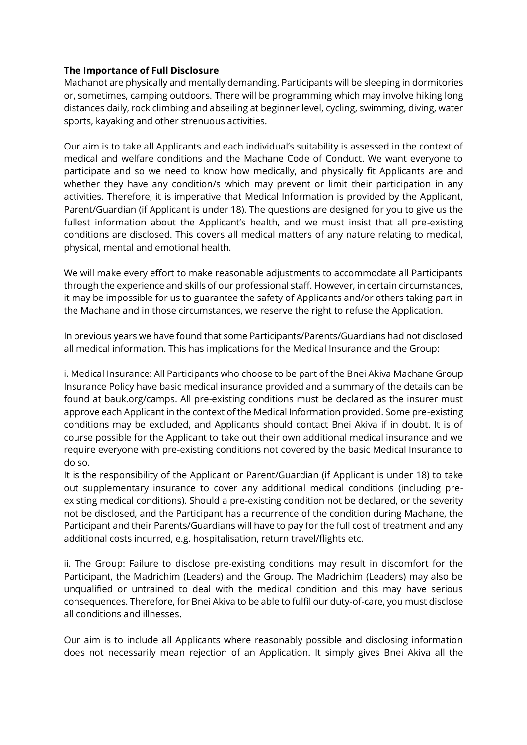**The Importance of Full Disclosure**

Machanot are physically and mentally demanding. Participants will be sleeping in dormitories or, sometimes, camping outdoors. There will be programming which may involve hiking long distances daily, rock climbing and abseiling at beginner level, cycling, swimming, diving, water sports, kayaking and other strenuous activities.

Our aim is to take all Applicants and each individual's suitability is assessed in the context of medical and welfare conditions and the Machane Code of Conduct. We want everyone to participate and so we need to know how medically, and physically fit Applicants are and whether they have any condition/s which may prevent or limit their participation in any activities. Therefore, it is imperative that Medical Information is provided by the Applicant, Parent/Guardian (if Applicant is under 18). The questions are designed for you to give us the fullest information about the Applicant's health, and we must insist that all pre-existing conditions are disclosed. This covers all medical matters of any nature relating to medical, physical, mental and emotional health.

We will make every effort to make reasonable adjustments to accommodate all Participants through the experience and skills of our professional staff. However, in certain circumstances, it may be impossible for us to guarantee the safety of Applicants and/or others taking part in the Machane and in those circumstances, we reserve the right to refuse the Application.

In previous years we have found that some Participants/Parents/Guardians had not disclosed all medical information. This has implications for the Medical Insurance and the Group:

i. Medical Insurance: All Participants who choose to be part of the Bnei Akiva Machane Group Insurance Policy have basic medical insurance provided and a summary of the details can be found at bauk.org/camps. All pre-existing conditions must be declared as the insurer must approve each Applicant in the context of the Medical Information provided. Some pre-existing conditions may be excluded, and Applicants should contact Bnei Akiva if in doubt. It is of course possible for the Applicant to take out their own additional medical insurance and we require everyone with pre-existing conditions not covered by the basic Medical Insurance to do so.
It is the responsibility of the Applicant or Parent/Guardian (if Applicant is under 18) to take out supplementary insurance to cover any additional medical conditions (including pre-existing medical conditions). Should a pre-existing condition not be declared, or the severity not be disclosed, and the Participant has a recurrence of the condition during Machane, the Participant and their Parents/Guardians will have to pay for the full cost of treatment and any additional costs incurred, e.g. hospitalisation, return travel/flights etc.

ii. The Group: Failure to disclose pre-existing conditions may result in discomfort for the Participant, the Madrichim (Leaders) and the Group. The Madrichim (Leaders) may also be unqualified or untrained to deal with the medical condition and this may have serious consequences. Therefore, for Bnei Akiva to be able to fulfil our duty-of-care, you must disclose all conditions and illnesses.

Our aim is to include all Applicants where reasonably possible and disclosing information does not necessarily mean rejection of an Application. It simply gives Bnei Akiva all the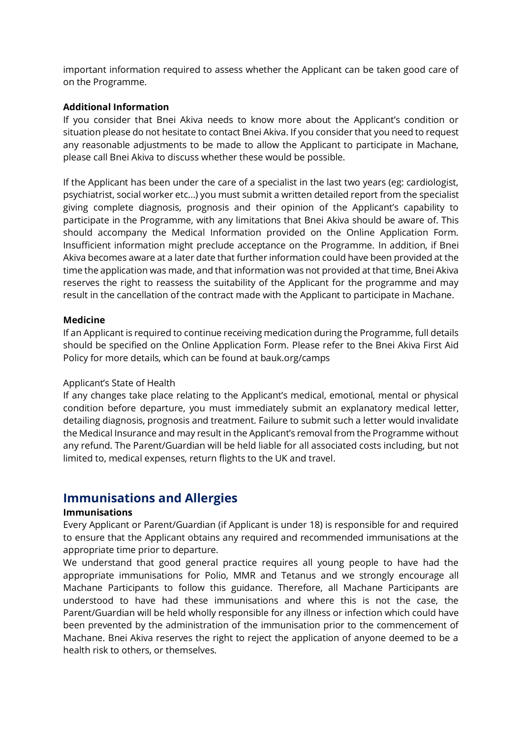important information required to assess whether the Applicant can be taken good care of on the Programme.

**Additional Information**

If you consider that Bnei Akiva needs to know more about the Applicant's condition or situation please do not hesitate to contact Bnei Akiva. If you consider that you need to request any reasonable adjustments to be made to allow the Applicant to participate in Machane, please call Bnei Akiva to discuss whether these would be possible.

If the Applicant has been under the care of a specialist in the last two years (eg: cardiologist, psychiatrist, social worker etc...) you must submit a written detailed report from the specialist giving complete diagnosis, prognosis and their opinion of the Applicant's capability to participate in the Programme, with any limitations that Bnei Akiva should be aware of. This should accompany the Medical Information provided on the Online Application Form. Insufficient information might preclude acceptance on the Programme. In addition, if Bnei Akiva becomes aware at a later date that further information could have been provided at the time the application was made, and that information was not provided at that time, Bnei Akiva reserves the right to reassess the suitability of the Applicant for the programme and may result in the cancellation of the contract made with the Applicant to participate in Machane.

**Medicine**

If an Applicant is required to continue receiving medication during the Programme, full details should be specified on the Online Application Form. Please refer to the Bnei Akiva First Aid Policy for more details, which can be found at bauk.org/camps

Applicant's State of Health

If any changes take place relating to the Applicant's medical, emotional, mental or physical condition before departure, you must immediately submit an explanatory medical letter, detailing diagnosis, prognosis and treatment. Failure to submit such a letter would invalidate the Medical Insurance and may result in the Applicant's removal from the Programme without any refund. The Parent/Guardian will be held liable for all associated costs including, but not limited to, medical expenses, return flights to the UK and travel.

## Immunisations and Allergies

**Immunisations**

Every Applicant or Parent/Guardian (if Applicant is under 18) is responsible for and required to ensure that the Applicant obtains any required and recommended immunisations at the appropriate time prior to departure.

We understand that good general practice requires all young people to have had the appropriate immunisations for Polio, MMR and Tetanus and we strongly encourage all Machane Participants to follow this guidance. Therefore, all Machane Participants are understood to have had these immunisations and where this is not the case, the Parent/Guardian will be held wholly responsible for any illness or infection which could have been prevented by the administration of the immunisation prior to the commencement of Machane. Bnei Akiva reserves the right to reject the application of anyone deemed to be a health risk to others, or themselves.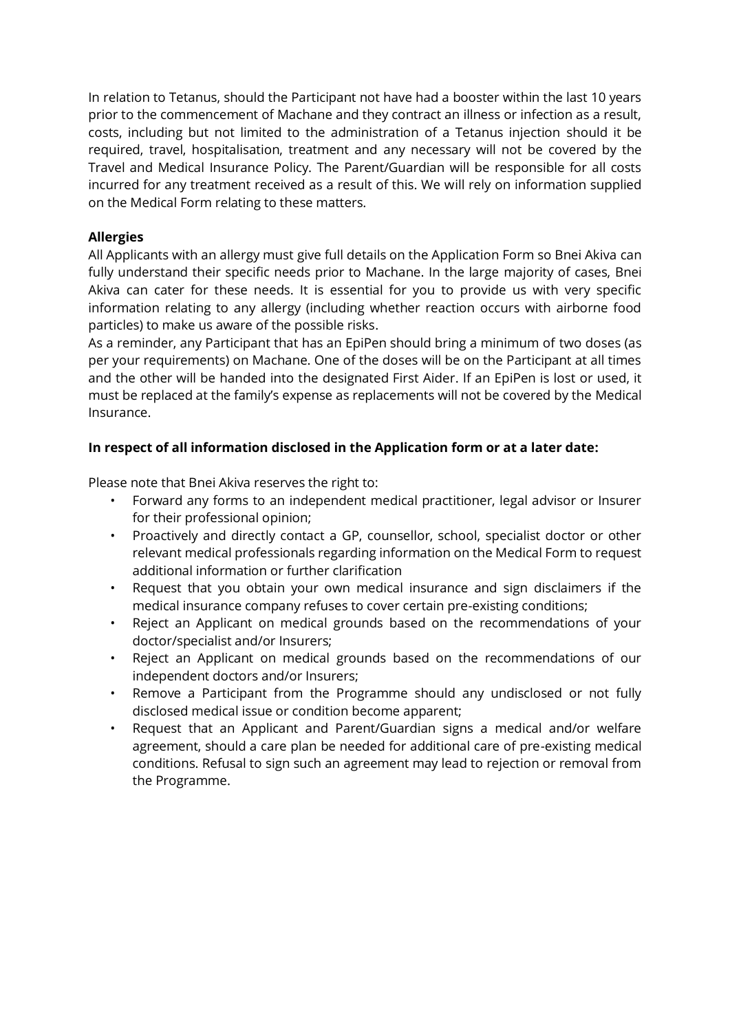In relation to Tetanus, should the Participant not have had a booster within the last 10 years prior to the commencement of Machane and they contract an illness or infection as a result, costs, including but not limited to the administration of a Tetanus injection should it be required, travel, hospitalisation, treatment and any necessary will not be covered by the Travel and Medical Insurance Policy. The Parent/Guardian will be responsible for all costs incurred for any treatment received as a result of this. We will rely on information supplied on the Medical Form relating to these matters.

**Allergies**

All Applicants with an allergy must give full details on the Application Form so Bnei Akiva can fully understand their specific needs prior to Machane. In the large majority of cases, Bnei Akiva can cater for these needs. It is essential for you to provide us with very specific information relating to any allergy (including whether reaction occurs with airborne food particles) to make us aware of the possible risks.

As a reminder, any Participant that has an EpiPen should bring a minimum of two doses (as per your requirements) on Machane. One of the doses will be on the Participant at all times and the other will be handed into the designated First Aider. If an EpiPen is lost or used, it must be replaced at the family's expense as replacements will not be covered by the Medical Insurance.

**In respect of all information disclosed in the Application form or at a later date:**

Please note that Bnei Akiva reserves the right to:

- Forward any forms to an independent medical practitioner, legal advisor or Insurer for their professional opinion;
- Proactively and directly contact a GP, counsellor, school, specialist doctor or other relevant medical professionals regarding information on the Medical Form to request additional information or further clarification
- Request that you obtain your own medical insurance and sign disclaimers if the medical insurance company refuses to cover certain pre-existing conditions;
- Reject an Applicant on medical grounds based on the recommendations of your doctor/specialist and/or Insurers;
- Reject an Applicant on medical grounds based on the recommendations of our independent doctors and/or Insurers;
- Remove a Participant from the Programme should any undisclosed or not fully disclosed medical issue or condition become apparent;
- Request that an Applicant and Parent/Guardian signs a medical and/or welfare agreement, should a care plan be needed for additional care of pre-existing medical conditions. Refusal to sign such an agreement may lead to rejection or removal from the Programme.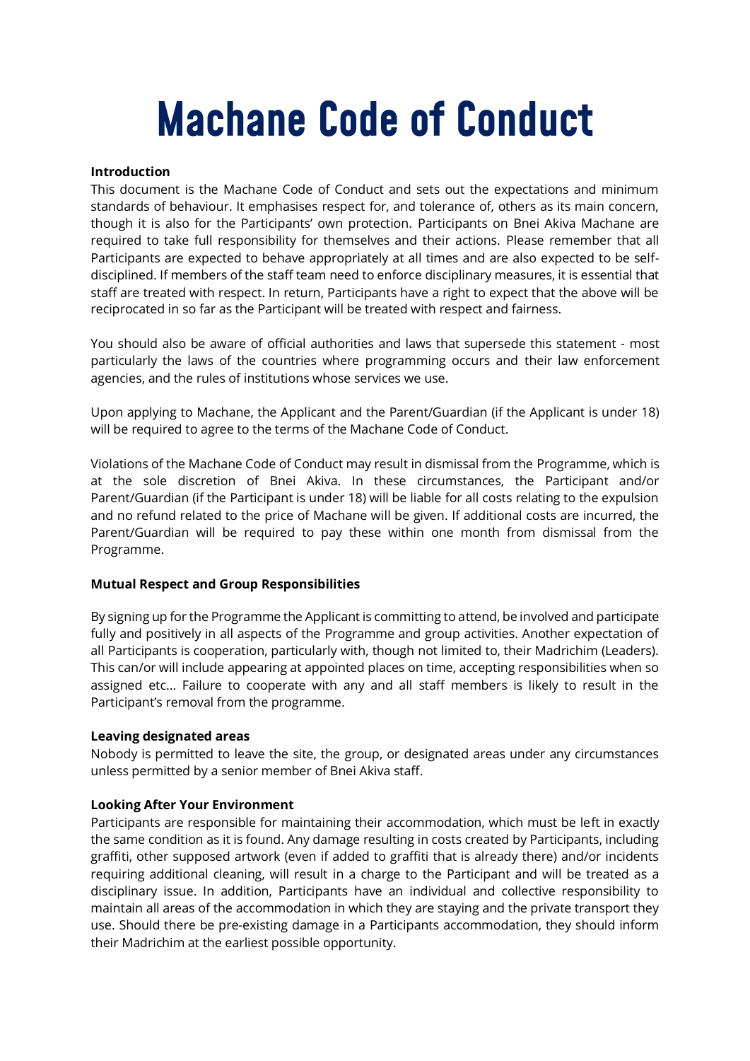# Machane Code of Conduct

**Introduction**

This document is the Machane Code of Conduct and sets out the expectations and minimum standards of behaviour. It emphasises respect for, and tolerance of, others as its main concern, though it is also for the Participants' own protection. Participants on Bnei Akiva Machane are required to take full responsibility for themselves and their actions. Please remember that all Participants are expected to behave appropriately at all times and are also expected to be self-disciplined. If members of the staff team need to enforce disciplinary measures, it is essential that staff are treated with respect. In return, Participants have a right to expect that the above will be reciprocated in so far as the Participant will be treated with respect and fairness.

You should also be aware of official authorities and laws that supersede this statement - most particularly the laws of the countries where programming occurs and their law enforcement agencies, and the rules of institutions whose services we use.

Upon applying to Machane, the Applicant and the Parent/Guardian (if the Applicant is under 18) will be required to agree to the terms of the Machane Code of Conduct.

Violations of the Machane Code of Conduct may result in dismissal from the Programme, which is at the sole discretion of Bnei Akiva. In these circumstances, the Participant and/or Parent/Guardian (if the Participant is under 18) will be liable for all costs relating to the expulsion and no refund related to the price of Machane will be given. If additional costs are incurred, the Parent/Guardian will be required to pay these within one month from dismissal from the Programme.

**Mutual Respect and Group Responsibilities**

By signing up for the Programme the Applicant is committing to attend, be involved and participate fully and positively in all aspects of the Programme and group activities. Another expectation of all Participants is cooperation, particularly with, though not limited to, their Madrichim (Leaders). This can/or will include appearing at appointed places on time, accepting responsibilities when so assigned etc... Failure to cooperate with any and all staff members is likely to result in the Participant's removal from the programme.

**Leaving designated areas**

Nobody is permitted to leave the site, the group, or designated areas under any circumstances unless permitted by a senior member of Bnei Akiva staff.

**Looking After Your Environment**

Participants are responsible for maintaining their accommodation, which must be left in exactly the same condition as it is found. Any damage resulting in costs created by Participants, including graffiti, other supposed artwork (even if added to graffiti that is already there) and/or incidents requiring additional cleaning, will result in a charge to the Participant and will be treated as a disciplinary issue. In addition, Participants have an individual and collective responsibility to maintain all areas of the accommodation in which they are staying and the private transport they use. Should there be pre-existing damage in a Participants accommodation, they should inform their Madrichim at the earliest possible opportunity.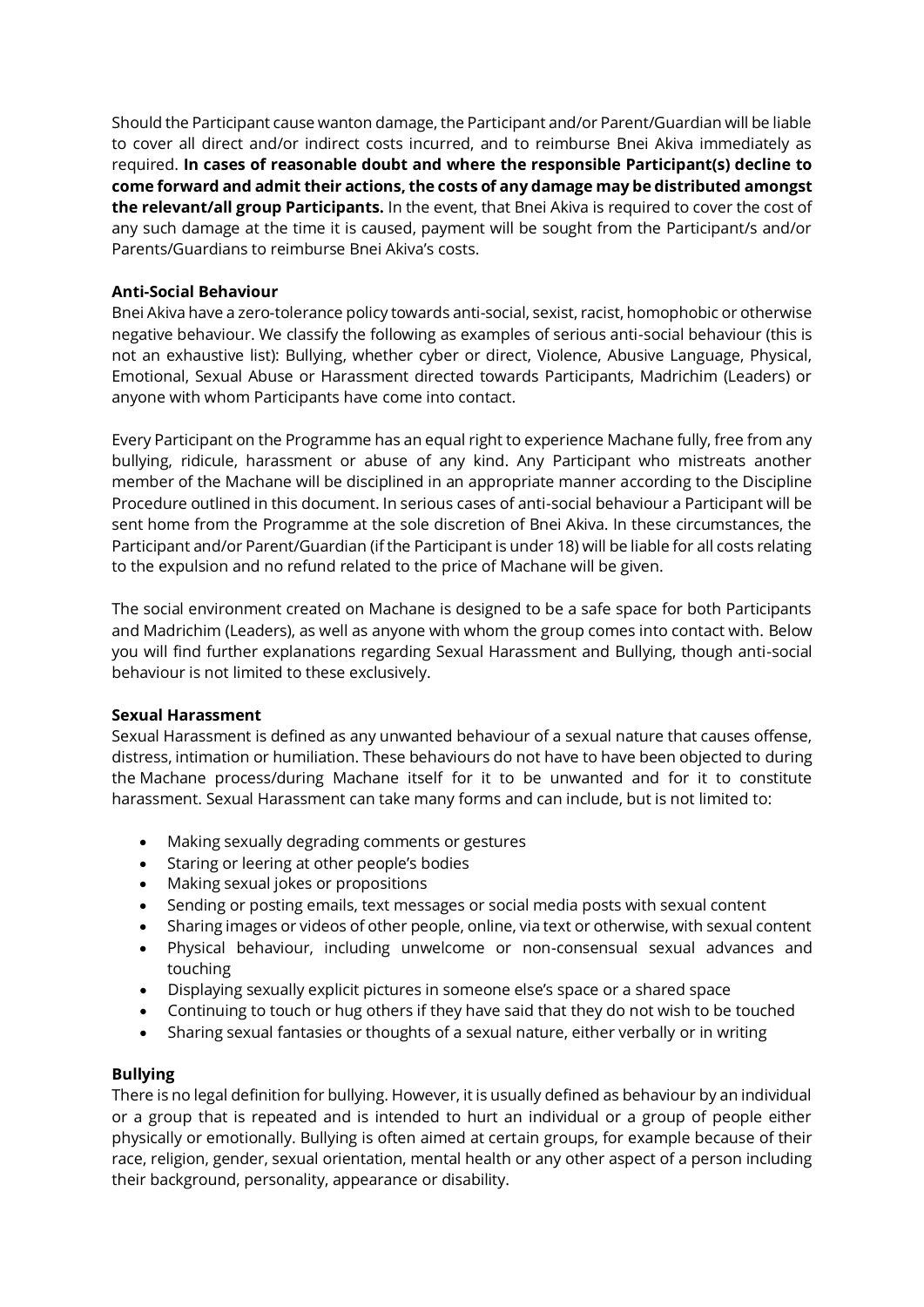Should the Participant cause wanton damage, the Participant and/or Parent/Guardian will be liable to cover all direct and/or indirect costs incurred, and to reimburse Bnei Akiva immediately as required. **In cases of reasonable doubt and where the responsible Participant(s) decline to come forward and admit their actions, the costs of any damage may be distributed amongst the relevant/all group Participants.** In the event, that Bnei Akiva is required to cover the cost of any such damage at the time it is caused, payment will be sought from the Participant/s and/or Parents/Guardians to reimburse Bnei Akiva's costs.

**Anti-Social Behaviour**

Bnei Akiva have a zero-tolerance policy towards anti-social, sexist, racist, homophobic or otherwise negative behaviour. We classify the following as examples of serious anti-social behaviour (this is not an exhaustive list): Bullying, whether cyber or direct, Violence, Abusive Language, Physical, Emotional, Sexual Abuse or Harassment directed towards Participants, Madrichim (Leaders) or anyone with whom Participants have come into contact.

Every Participant on the Programme has an equal right to experience Machane fully, free from any bullying, ridicule, harassment or abuse of any kind. Any Participant who mistreats another member of the Machane will be disciplined in an appropriate manner according to the Discipline Procedure outlined in this document. In serious cases of anti-social behaviour a Participant will be sent home from the Programme at the sole discretion of Bnei Akiva. In these circumstances, the Participant and/or Parent/Guardian (if the Participant is under 18) will be liable for all costs relating to the expulsion and no refund related to the price of Machane will be given.

The social environment created on Machane is designed to be a safe space for both Participants and Madrichim (Leaders), as well as anyone with whom the group comes into contact with. Below you will find further explanations regarding Sexual Harassment and Bullying, though anti-social behaviour is not limited to these exclusively.

**Sexual Harassment**

Sexual Harassment is defined as any unwanted behaviour of a sexual nature that causes offense, distress, intimation or humiliation. These behaviours do not have to have been objected to during the Machane process/during Machane itself for it to be unwanted and for it to constitute harassment. Sexual Harassment can take many forms and can include, but is not limited to:

- Making sexually degrading comments or gestures
- Staring or leering at other people's bodies
- Making sexual jokes or propositions
- Sending or posting emails, text messages or social media posts with sexual content
- Sharing images or videos of other people, online, via text or otherwise, with sexual content
- Physical behaviour, including unwelcome or non-consensual sexual advances and touching
- Displaying sexually explicit pictures in someone else's space or a shared space
- Continuing to touch or hug others if they have said that they do not wish to be touched
- Sharing sexual fantasies or thoughts of a sexual nature, either verbally or in writing

**Bullying**

There is no legal definition for bullying. However, it is usually defined as behaviour by an individual or a group that is repeated and is intended to hurt an individual or a group of people either physically or emotionally. Bullying is often aimed at certain groups, for example because of their race, religion, gender, sexual orientation, mental health or any other aspect of a person including their background, personality, appearance or disability.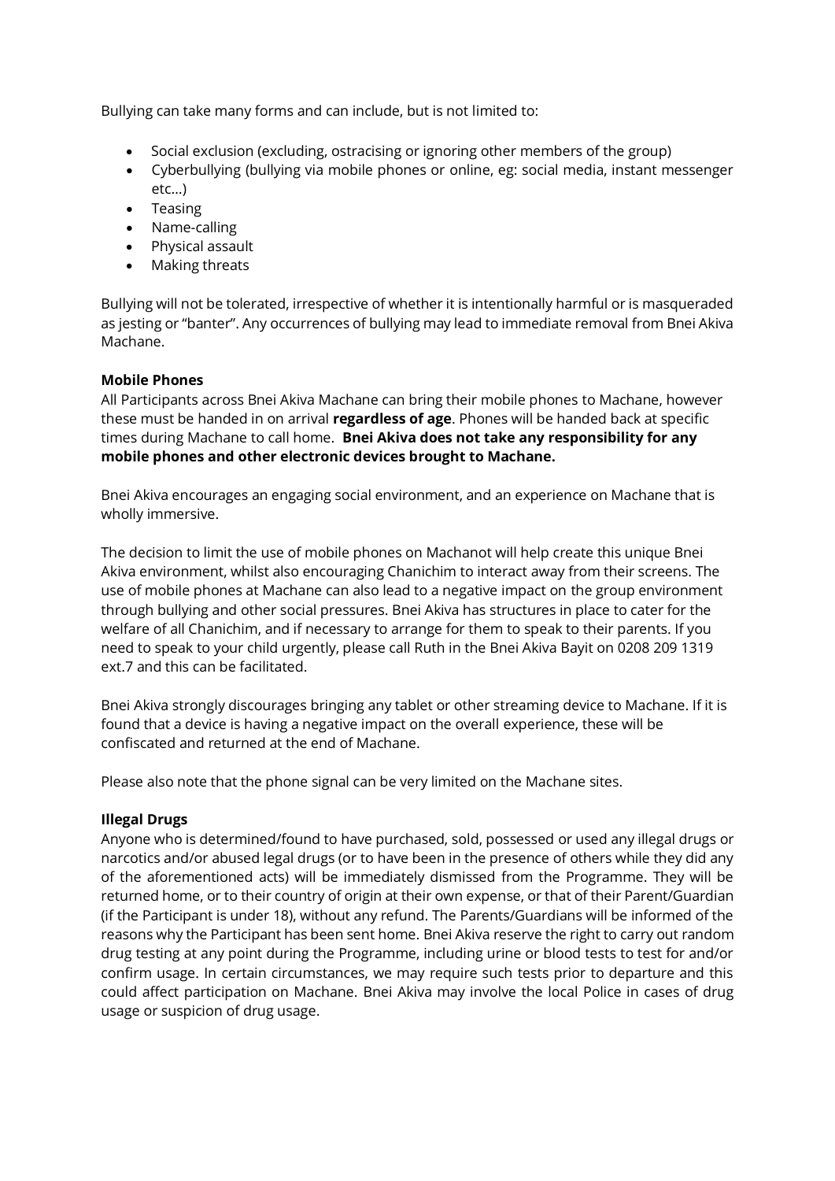Bullying can take many forms and can include, but is not limited to:

- Social exclusion (excluding, ostracising or ignoring other members of the group)
- Cyberbullying (bullying via mobile phones or online, eg: social media, instant messenger etc…)
- Teasing
- Name-calling
- Physical assault
- Making threats

Bullying will not be tolerated, irrespective of whether it is intentionally harmful or is masqueraded as jesting or "banter". Any occurrences of bullying may lead to immediate removal from Bnei Akiva Machane.

**Mobile Phones**

All Participants across Bnei Akiva Machane can bring their mobile phones to Machane, however these must be handed in on arrival **regardless of age**. Phones will be handed back at specific times during Machane to call home. **Bnei Akiva does not take any responsibility for any mobile phones and other electronic devices brought to Machane.**

Bnei Akiva encourages an engaging social environment, and an experience on Machane that is wholly immersive.

The decision to limit the use of mobile phones on Machanot will help create this unique Bnei Akiva environment, whilst also encouraging Chanichim to interact away from their screens. The use of mobile phones at Machane can also lead to a negative impact on the group environment through bullying and other social pressures. Bnei Akiva has structures in place to cater for the welfare of all Chanichim, and if necessary to arrange for them to speak to their parents. If you need to speak to your child urgently, please call Ruth in the Bnei Akiva Bayit on 0208 209 1319 ext.7 and this can be facilitated.

Bnei Akiva strongly discourages bringing any tablet or other streaming device to Machane. If it is found that a device is having a negative impact on the overall experience, these will be confiscated and returned at the end of Machane.

Please also note that the phone signal can be very limited on the Machane sites.

**Illegal Drugs**

Anyone who is determined/found to have purchased, sold, possessed or used any illegal drugs or narcotics and/or abused legal drugs (or to have been in the presence of others while they did any of the aforementioned acts) will be immediately dismissed from the Programme. They will be returned home, or to their country of origin at their own expense, or that of their Parent/Guardian (if the Participant is under 18), without any refund. The Parents/Guardians will be informed of the reasons why the Participant has been sent home. Bnei Akiva reserve the right to carry out random drug testing at any point during the Programme, including urine or blood tests to test for and/or confirm usage. In certain circumstances, we may require such tests prior to departure and this could affect participation on Machane. Bnei Akiva may involve the local Police in cases of drug usage or suspicion of drug usage.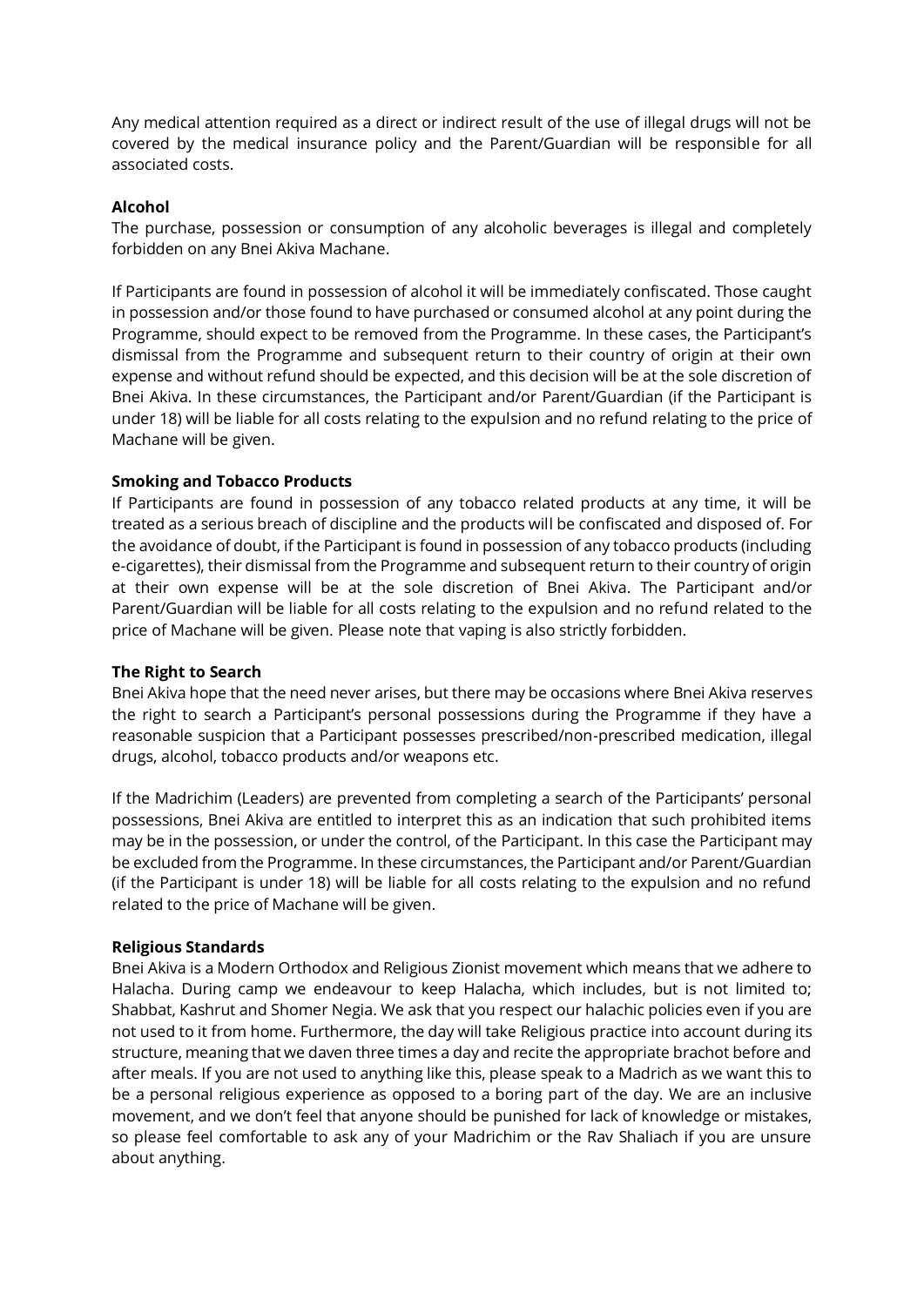Any medical attention required as a direct or indirect result of the use of illegal drugs will not be covered by the medical insurance policy and the Parent/Guardian will be responsible for all associated costs.

**Alcohol**

The purchase, possession or consumption of any alcoholic beverages is illegal and completely forbidden on any Bnei Akiva Machane.

If Participants are found in possession of alcohol it will be immediately confiscated. Those caught in possession and/or those found to have purchased or consumed alcohol at any point during the Programme, should expect to be removed from the Programme. In these cases, the Participant's dismissal from the Programme and subsequent return to their country of origin at their own expense and without refund should be expected, and this decision will be at the sole discretion of Bnei Akiva. In these circumstances, the Participant and/or Parent/Guardian (if the Participant is under 18) will be liable for all costs relating to the expulsion and no refund relating to the price of Machane will be given.

**Smoking and Tobacco Products**

If Participants are found in possession of any tobacco related products at any time, it will be treated as a serious breach of discipline and the products will be confiscated and disposed of. For the avoidance of doubt, if the Participant is found in possession of any tobacco products (including e-cigarettes), their dismissal from the Programme and subsequent return to their country of origin at their own expense will be at the sole discretion of Bnei Akiva. The Participant and/or Parent/Guardian will be liable for all costs relating to the expulsion and no refund related to the price of Machane will be given. Please note that vaping is also strictly forbidden.

**The Right to Search**

Bnei Akiva hope that the need never arises, but there may be occasions where Bnei Akiva reserves the right to search a Participant's personal possessions during the Programme if they have a reasonable suspicion that a Participant possesses prescribed/non-prescribed medication, illegal drugs, alcohol, tobacco products and/or weapons etc.

If the Madrichim (Leaders) are prevented from completing a search of the Participants' personal possessions, Bnei Akiva are entitled to interpret this as an indication that such prohibited items may be in the possession, or under the control, of the Participant. In this case the Participant may be excluded from the Programme. In these circumstances, the Participant and/or Parent/Guardian (if the Participant is under 18) will be liable for all costs relating to the expulsion and no refund related to the price of Machane will be given.

**Religious Standards**

Bnei Akiva is a Modern Orthodox and Religious Zionist movement which means that we adhere to Halacha. During camp we endeavour to keep Halacha, which includes, but is not limited to; Shabbat, Kashrut and Shomer Negia. We ask that you respect our halachic policies even if you are not used to it from home. Furthermore, the day will take Religious practice into account during its structure, meaning that we daven three times a day and recite the appropriate brachot before and after meals. If you are not used to anything like this, please speak to a Madrich as we want this to be a personal religious experience as opposed to a boring part of the day. We are an inclusive movement, and we don't feel that anyone should be punished for lack of knowledge or mistakes, so please feel comfortable to ask any of your Madrichim or the Rav Shaliach if you are unsure about anything.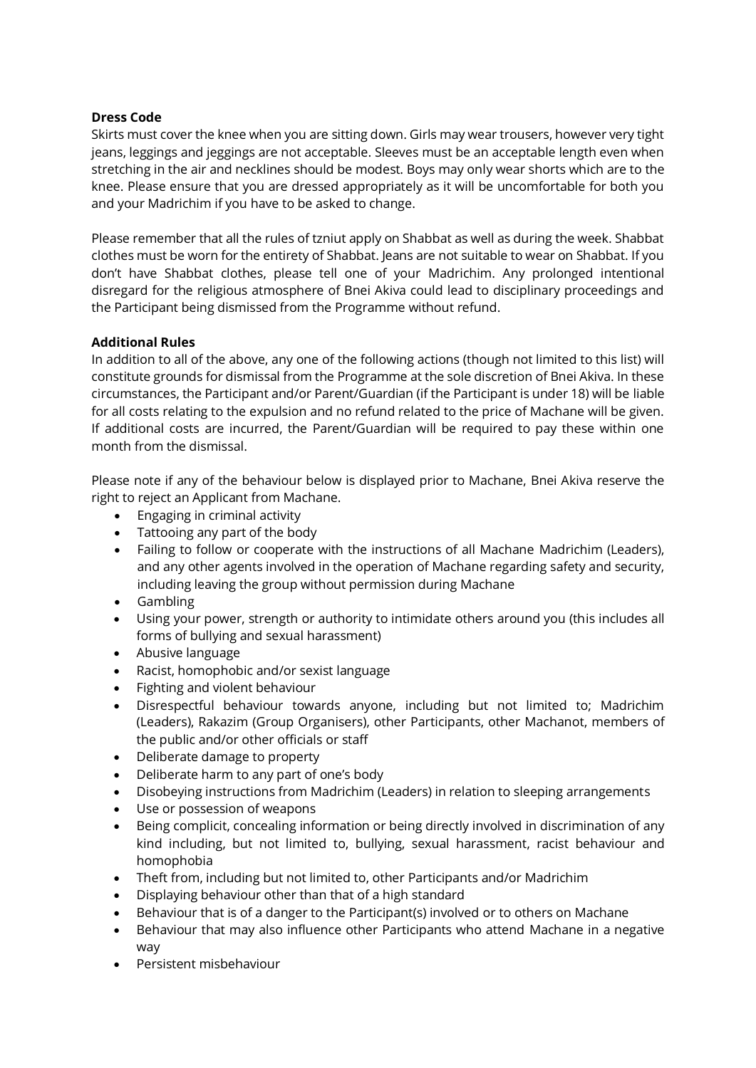**Dress Code**

Skirts must cover the knee when you are sitting down. Girls may wear trousers, however very tight jeans, leggings and jeggings are not acceptable. Sleeves must be an acceptable length even when stretching in the air and necklines should be modest. Boys may only wear shorts which are to the knee. Please ensure that you are dressed appropriately as it will be uncomfortable for both you and your Madrichim if you have to be asked to change.

Please remember that all the rules of tzniut apply on Shabbat as well as during the week. Shabbat clothes must be worn for the entirety of Shabbat. Jeans are not suitable to wear on Shabbat. If you don't have Shabbat clothes, please tell one of your Madrichim. Any prolonged intentional disregard for the religious atmosphere of Bnei Akiva could lead to disciplinary proceedings and the Participant being dismissed from the Programme without refund.

**Additional Rules**

In addition to all of the above, any one of the following actions (though not limited to this list) will constitute grounds for dismissal from the Programme at the sole discretion of Bnei Akiva. In these circumstances, the Participant and/or Parent/Guardian (if the Participant is under 18) will be liable for all costs relating to the expulsion and no refund related to the price of Machane will be given. If additional costs are incurred, the Parent/Guardian will be required to pay these within one month from the dismissal.

Please note if any of the behaviour below is displayed prior to Machane, Bnei Akiva reserve the right to reject an Applicant from Machane.

- Engaging in criminal activity
- Tattooing any part of the body
- Failing to follow or cooperate with the instructions of all Machane Madrichim (Leaders), and any other agents involved in the operation of Machane regarding safety and security, including leaving the group without permission during Machane
- Gambling
- Using your power, strength or authority to intimidate others around you (this includes all forms of bullying and sexual harassment)
- Abusive language
- Racist, homophobic and/or sexist language
- Fighting and violent behaviour
- Disrespectful behaviour towards anyone, including but not limited to; Madrichim (Leaders), Rakazim (Group Organisers), other Participants, other Machanot, members of the public and/or other officials or staff
- Deliberate damage to property
- Deliberate harm to any part of one's body
- Disobeying instructions from Madrichim (Leaders) in relation to sleeping arrangements
- Use or possession of weapons
- Being complicit, concealing information or being directly involved in discrimination of any kind including, but not limited to, bullying, sexual harassment, racist behaviour and homophobia
- Theft from, including but not limited to, other Participants and/or Madrichim
- Displaying behaviour other than that of a high standard
- Behaviour that is of a danger to the Participant(s) involved or to others on Machane
- Behaviour that may also influence other Participants who attend Machane in a negative way
- Persistent misbehaviour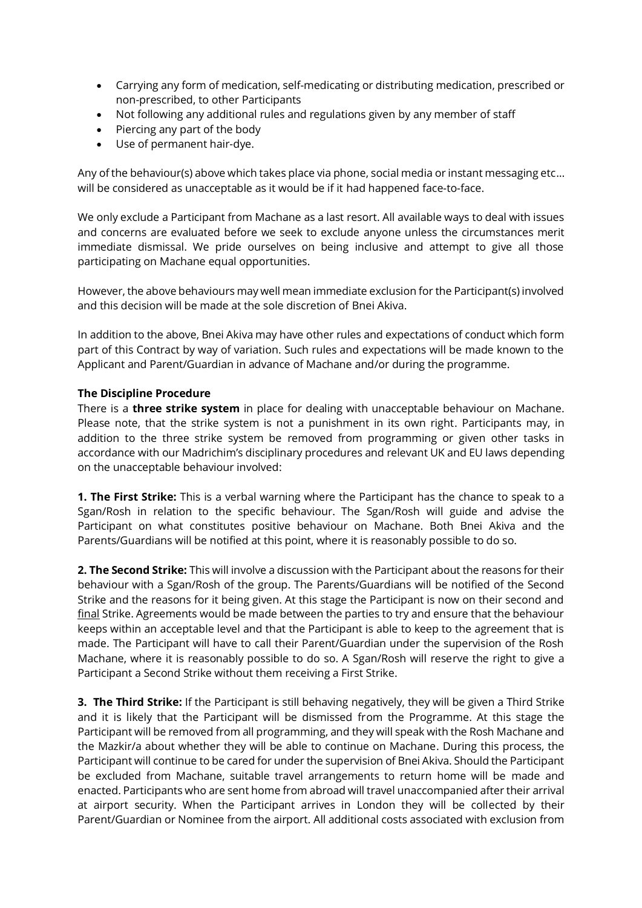- Carrying any form of medication, self-medicating or distributing medication, prescribed or non-prescribed, to other Participants
- Not following any additional rules and regulations given by any member of staff
- Piercing any part of the body
- Use of permanent hair-dye.

Any of the behaviour(s) above which takes place via phone, social media or instant messaging etc… will be considered as unacceptable as it would be if it had happened face-to-face.

We only exclude a Participant from Machane as a last resort. All available ways to deal with issues and concerns are evaluated before we seek to exclude anyone unless the circumstances merit immediate dismissal. We pride ourselves on being inclusive and attempt to give all those participating on Machane equal opportunities.

However, the above behaviours may well mean immediate exclusion for the Participant(s) involved and this decision will be made at the sole discretion of Bnei Akiva.

In addition to the above, Bnei Akiva may have other rules and expectations of conduct which form part of this Contract by way of variation. Such rules and expectations will be made known to the Applicant and Parent/Guardian in advance of Machane and/or during the programme.

**The Discipline Procedure**

There is a **three strike system** in place for dealing with unacceptable behaviour on Machane. Please note, that the strike system is not a punishment in its own right. Participants may, in addition to the three strike system be removed from programming or given other tasks in accordance with our Madrichim's disciplinary procedures and relevant UK and EU laws depending on the unacceptable behaviour involved:

**1. The First Strike:** This is a verbal warning where the Participant has the chance to speak to a Sgan/Rosh in relation to the specific behaviour. The Sgan/Rosh will guide and advise the Participant on what constitutes positive behaviour on Machane. Both Bnei Akiva and the Parents/Guardians will be notified at this point, where it is reasonably possible to do so.

**2. The Second Strike:** This will involve a discussion with the Participant about the reasons for their behaviour with a Sgan/Rosh of the group. The Parents/Guardians will be notified of the Second Strike and the reasons for it being given. At this stage the Participant is now on their second and <u>final</u> Strike. Agreements would be made between the parties to try and ensure that the behaviour keeps within an acceptable level and that the Participant is able to keep to the agreement that is made. The Participant will have to call their Parent/Guardian under the supervision of the Rosh Machane, where it is reasonably possible to do so. A Sgan/Rosh will reserve the right to give a Participant a Second Strike without them receiving a First Strike.

**3. The Third Strike:** If the Participant is still behaving negatively, they will be given a Third Strike and it is likely that the Participant will be dismissed from the Programme. At this stage the Participant will be removed from all programming, and they will speak with the Rosh Machane and the Mazkir/a about whether they will be able to continue on Machane. During this process, the Participant will continue to be cared for under the supervision of Bnei Akiva. Should the Participant be excluded from Machane, suitable travel arrangements to return home will be made and enacted. Participants who are sent home from abroad will travel unaccompanied after their arrival at airport security. When the Participant arrives in London they will be collected by their Parent/Guardian or Nominee from the airport. All additional costs associated with exclusion from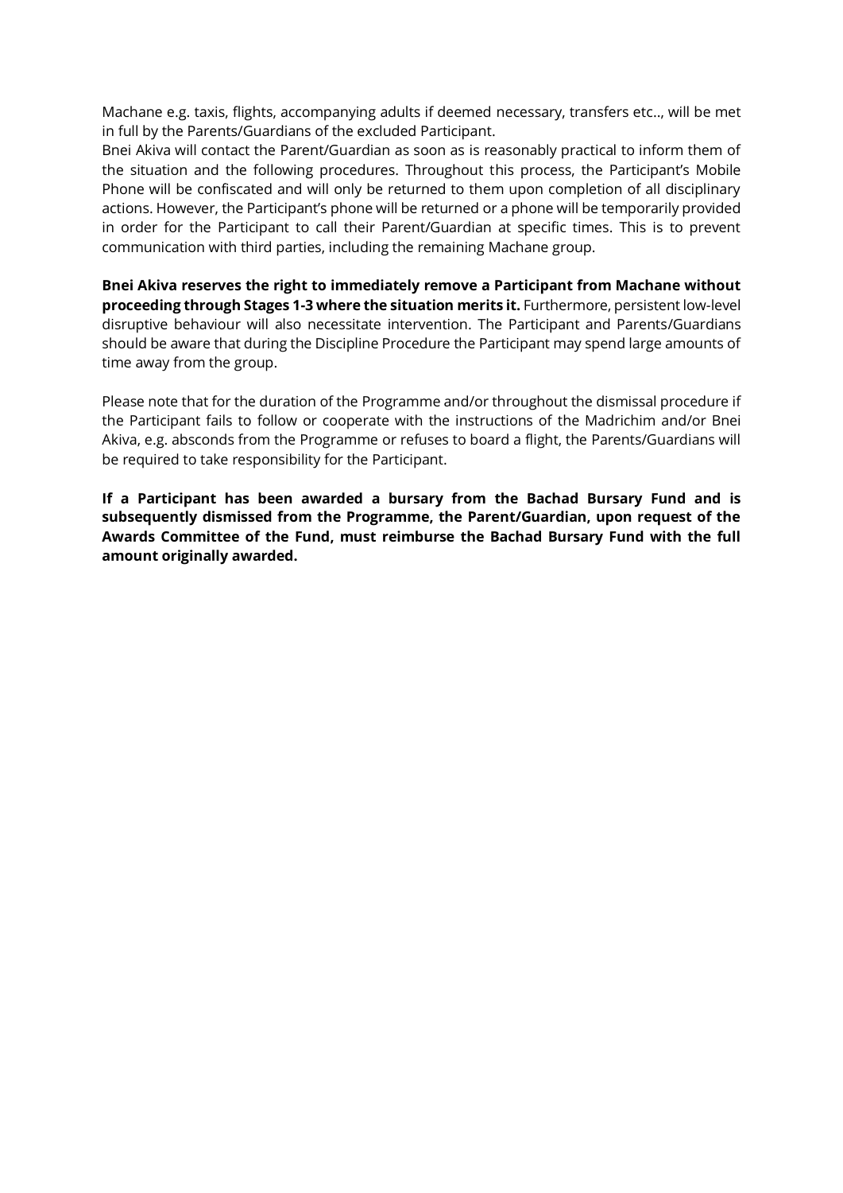Machane e.g. taxis, flights, accompanying adults if deemed necessary, transfers etc.., will be met in full by the Parents/Guardians of the excluded Participant.

Bnei Akiva will contact the Parent/Guardian as soon as is reasonably practical to inform them of the situation and the following procedures. Throughout this process, the Participant's Mobile Phone will be confiscated and will only be returned to them upon completion of all disciplinary actions. However, the Participant's phone will be returned or a phone will be temporarily provided in order for the Participant to call their Parent/Guardian at specific times. This is to prevent communication with third parties, including the remaining Machane group.

**Bnei Akiva reserves the right to immediately remove a Participant from Machane without proceeding through Stages 1-3 where the situation merits it.** Furthermore, persistent low-level disruptive behaviour will also necessitate intervention. The Participant and Parents/Guardians should be aware that during the Discipline Procedure the Participant may spend large amounts of time away from the group.

Please note that for the duration of the Programme and/or throughout the dismissal procedure if the Participant fails to follow or cooperate with the instructions of the Madrichim and/or Bnei Akiva, e.g. absconds from the Programme or refuses to board a flight, the Parents/Guardians will be required to take responsibility for the Participant.

**If a Participant has been awarded a bursary from the Bachad Bursary Fund and is subsequently dismissed from the Programme, the Parent/Guardian, upon request of the Awards Committee of the Fund, must reimburse the Bachad Bursary Fund with the full amount originally awarded.**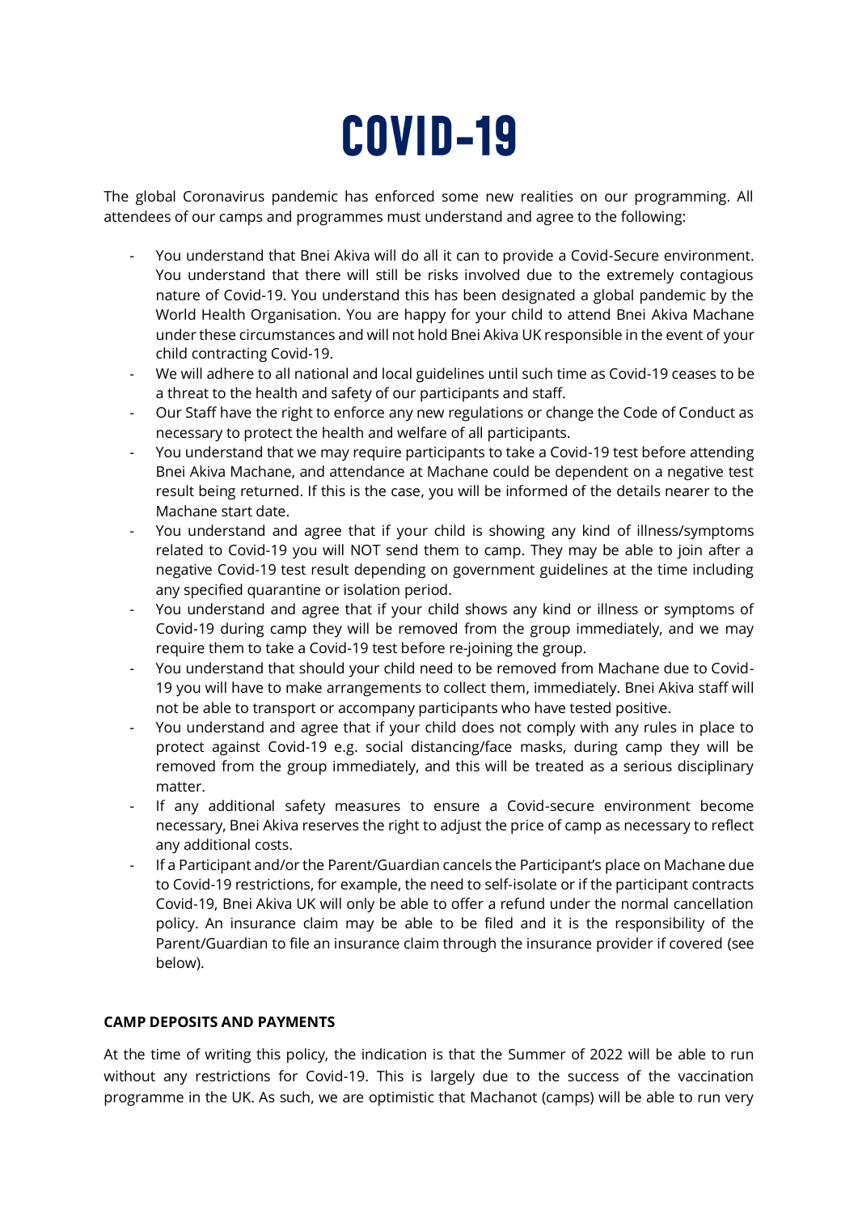# COVID-19

The global Coronavirus pandemic has enforced some new realities on our programming. All attendees of our camps and programmes must understand and agree to the following:

- You understand that Bnei Akiva will do all it can to provide a Covid-Secure environment. You understand that there will still be risks involved due to the extremely contagious nature of Covid-19. You understand this has been designated a global pandemic by the World Health Organisation. You are happy for your child to attend Bnei Akiva Machane under these circumstances and will not hold Bnei Akiva UK responsible in the event of your child contracting Covid-19.
- We will adhere to all national and local guidelines until such time as Covid-19 ceases to be a threat to the health and safety of our participants and staff.
- Our Staff have the right to enforce any new regulations or change the Code of Conduct as necessary to protect the health and welfare of all participants.
- You understand that we may require participants to take a Covid-19 test before attending Bnei Akiva Machane, and attendance at Machane could be dependent on a negative test result being returned. If this is the case, you will be informed of the details nearer to the Machane start date.
- You understand and agree that if your child is showing any kind of illness/symptoms related to Covid-19 you will NOT send them to camp. They may be able to join after a negative Covid-19 test result depending on government guidelines at the time including any specified quarantine or isolation period.
- You understand and agree that if your child shows any kind or illness or symptoms of Covid-19 during camp they will be removed from the group immediately, and we may require them to take a Covid-19 test before re-joining the group.
- You understand that should your child need to be removed from Machane due to Covid-19 you will have to make arrangements to collect them, immediately. Bnei Akiva staff will not be able to transport or accompany participants who have tested positive.
- You understand and agree that if your child does not comply with any rules in place to protect against Covid-19 e.g. social distancing/face masks, during camp they will be removed from the group immediately, and this will be treated as a serious disciplinary matter.
- If any additional safety measures to ensure a Covid-secure environment become necessary, Bnei Akiva reserves the right to adjust the price of camp as necessary to reflect any additional costs.
- If a Participant and/or the Parent/Guardian cancels the Participant's place on Machane due to Covid-19 restrictions, for example, the need to self-isolate or if the participant contracts Covid-19, Bnei Akiva UK will only be able to offer a refund under the normal cancellation policy. An insurance claim may be able to be filed and it is the responsibility of the Parent/Guardian to file an insurance claim through the insurance provider if covered (see below).

**CAMP DEPOSITS AND PAYMENTS**

At the time of writing this policy, the indication is that the Summer of 2022 will be able to run without any restrictions for Covid-19. This is largely due to the success of the vaccination programme in the UK. As such, we are optimistic that Machanot (camps) will be able to run very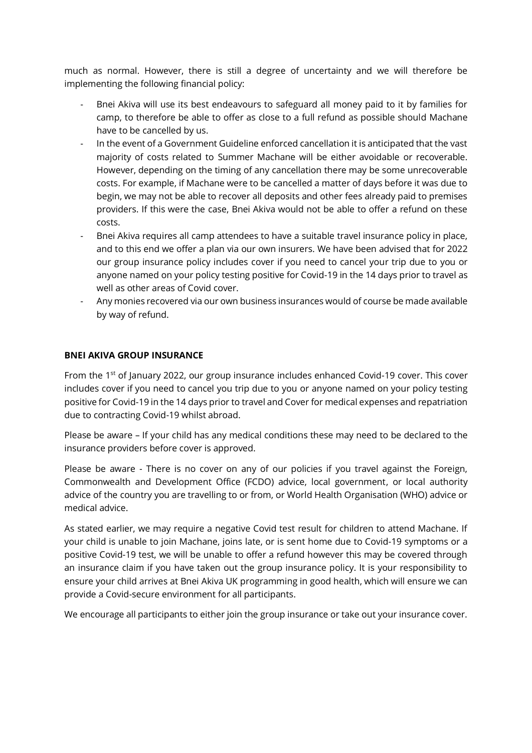much as normal. However, there is still a degree of uncertainty and we will therefore be implementing the following financial policy:

- Bnei Akiva will use its best endeavours to safeguard all money paid to it by families for camp, to therefore be able to offer as close to a full refund as possible should Machane have to be cancelled by us.
- In the event of a Government Guideline enforced cancellation it is anticipated that the vast majority of costs related to Summer Machane will be either avoidable or recoverable. However, depending on the timing of any cancellation there may be some unrecoverable costs. For example, if Machane were to be cancelled a matter of days before it was due to begin, we may not be able to recover all deposits and other fees already paid to premises providers. If this were the case, Bnei Akiva would not be able to offer a refund on these costs.
- Bnei Akiva requires all camp attendees to have a suitable travel insurance policy in place, and to this end we offer a plan via our own insurers. We have been advised that for 2022 our group insurance policy includes cover if you need to cancel your trip due to you or anyone named on your policy testing positive for Covid-19 in the 14 days prior to travel as well as other areas of Covid cover.
- Any monies recovered via our own business insurances would of course be made available by way of refund.

**BNEI AKIVA GROUP INSURANCE**

From the 1st of January 2022, our group insurance includes enhanced Covid-19 cover. This cover includes cover if you need to cancel you trip due to you or anyone named on your policy testing positive for Covid-19 in the 14 days prior to travel and Cover for medical expenses and repatriation due to contracting Covid-19 whilst abroad.

Please be aware – If your child has any medical conditions these may need to be declared to the insurance providers before cover is approved.

Please be aware - There is no cover on any of our policies if you travel against the Foreign, Commonwealth and Development Office (FCDO) advice, local government, or local authority advice of the country you are travelling to or from, or World Health Organisation (WHO) advice or medical advice.

As stated earlier, we may require a negative Covid test result for children to attend Machane. If your child is unable to join Machane, joins late, or is sent home due to Covid-19 symptoms or a positive Covid-19 test, we will be unable to offer a refund however this may be covered through an insurance claim if you have taken out the group insurance policy. It is your responsibility to ensure your child arrives at Bnei Akiva UK programming in good health, which will ensure we can provide a Covid-secure environment for all participants.

We encourage all participants to either join the group insurance or take out your insurance cover.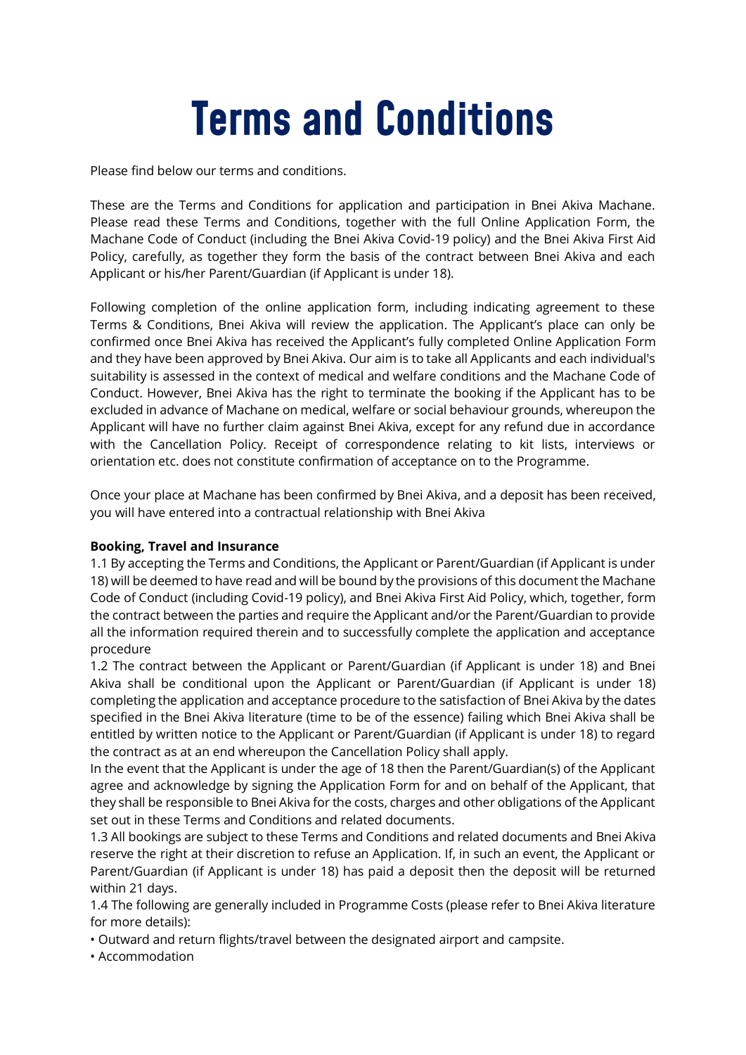# Terms and Conditions

Please find below our terms and conditions.

These are the Terms and Conditions for application and participation in Bnei Akiva Machane. Please read these Terms and Conditions, together with the full Online Application Form, the Machane Code of Conduct (including the Bnei Akiva Covid-19 policy) and the Bnei Akiva First Aid Policy, carefully, as together they form the basis of the contract between Bnei Akiva and each Applicant or his/her Parent/Guardian (if Applicant is under 18).

Following completion of the online application form, including indicating agreement to these Terms & Conditions, Bnei Akiva will review the application. The Applicant's place can only be confirmed once Bnei Akiva has received the Applicant's fully completed Online Application Form and they have been approved by Bnei Akiva. Our aim is to take all Applicants and each individual's suitability is assessed in the context of medical and welfare conditions and the Machane Code of Conduct. However, Bnei Akiva has the right to terminate the booking if the Applicant has to be excluded in advance of Machane on medical, welfare or social behaviour grounds, whereupon the Applicant will have no further claim against Bnei Akiva, except for any refund due in accordance with the Cancellation Policy. Receipt of correspondence relating to kit lists, interviews or orientation etc. does not constitute confirmation of acceptance on to the Programme.

Once your place at Machane has been confirmed by Bnei Akiva, and a deposit has been received, you will have entered into a contractual relationship with Bnei Akiva

**Booking, Travel and Insurance**

1.1 By accepting the Terms and Conditions, the Applicant or Parent/Guardian (if Applicant is under 18) will be deemed to have read and will be bound by the provisions of this document the Machane Code of Conduct (including Covid-19 policy), and Bnei Akiva First Aid Policy, which, together, form the contract between the parties and require the Applicant and/or the Parent/Guardian to provide all the information required therein and to successfully complete the application and acceptance procedure

1.2 The contract between the Applicant or Parent/Guardian (if Applicant is under 18) and Bnei Akiva shall be conditional upon the Applicant or Parent/Guardian (if Applicant is under 18) completing the application and acceptance procedure to the satisfaction of Bnei Akiva by the dates specified in the Bnei Akiva literature (time to be of the essence) failing which Bnei Akiva shall be entitled by written notice to the Applicant or Parent/Guardian (if Applicant is under 18) to regard the contract as at an end whereupon the Cancellation Policy shall apply.

In the event that the Applicant is under the age of 18 then the Parent/Guardian(s) of the Applicant agree and acknowledge by signing the Application Form for and on behalf of the Applicant, that they shall be responsible to Bnei Akiva for the costs, charges and other obligations of the Applicant set out in these Terms and Conditions and related documents.

1.3 All bookings are subject to these Terms and Conditions and related documents and Bnei Akiva reserve the right at their discretion to refuse an Application. If, in such an event, the Applicant or Parent/Guardian (if Applicant is under 18) has paid a deposit then the deposit will be returned within 21 days.

1.4 The following are generally included in Programme Costs (please refer to Bnei Akiva literature for more details):

- Outward and return flights/travel between the designated airport and campsite.
- Accommodation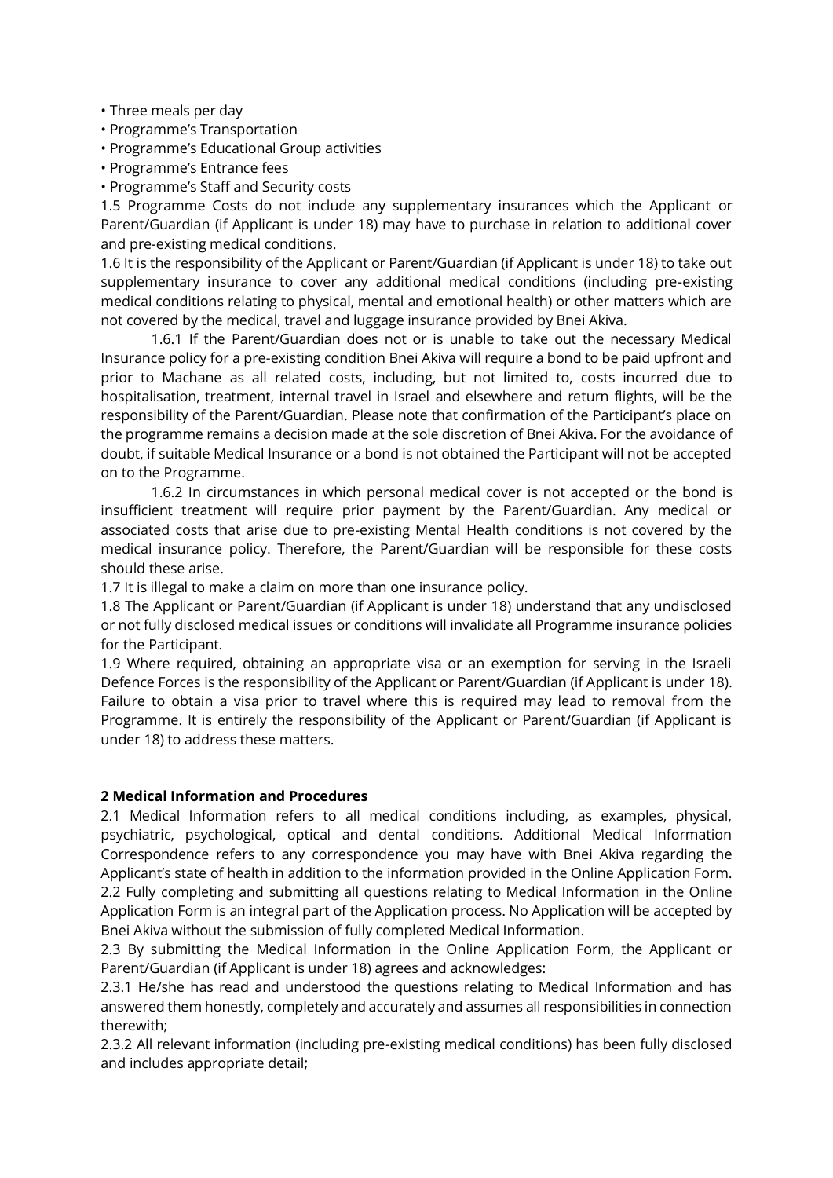- Three meals per day
- Programme's Transportation
- Programme's Educational Group activities
- Programme's Entrance fees
- Programme's Staff and Security costs

1.5 Programme Costs do not include any supplementary insurances which the Applicant or Parent/Guardian (if Applicant is under 18) may have to purchase in relation to additional cover and pre-existing medical conditions.

1.6 It is the responsibility of the Applicant or Parent/Guardian (if Applicant is under 18) to take out supplementary insurance to cover any additional medical conditions (including pre-existing medical conditions relating to physical, mental and emotional health) or other matters which are not covered by the medical, travel and luggage insurance provided by Bnei Akiva.

1.6.1 If the Parent/Guardian does not or is unable to take out the necessary Medical Insurance policy for a pre-existing condition Bnei Akiva will require a bond to be paid upfront and prior to Machane as all related costs, including, but not limited to, costs incurred due to hospitalisation, treatment, internal travel in Israel and elsewhere and return flights, will be the responsibility of the Parent/Guardian. Please note that confirmation of the Participant's place on the programme remains a decision made at the sole discretion of Bnei Akiva. For the avoidance of doubt, if suitable Medical Insurance or a bond is not obtained the Participant will not be accepted on to the Programme.

1.6.2 In circumstances in which personal medical cover is not accepted or the bond is insufficient treatment will require prior payment by the Parent/Guardian. Any medical or associated costs that arise due to pre-existing Mental Health conditions is not covered by the medical insurance policy. Therefore, the Parent/Guardian will be responsible for these costs should these arise.

1.7 It is illegal to make a claim on more than one insurance policy.

1.8 The Applicant or Parent/Guardian (if Applicant is under 18) understand that any undisclosed or not fully disclosed medical issues or conditions will invalidate all Programme insurance policies for the Participant.

1.9 Where required, obtaining an appropriate visa or an exemption for serving in the Israeli Defence Forces is the responsibility of the Applicant or Parent/Guardian (if Applicant is under 18). Failure to obtain a visa prior to travel where this is required may lead to removal from the Programme. It is entirely the responsibility of the Applicant or Parent/Guardian (if Applicant is under 18) to address these matters.

**2 Medical Information and Procedures**

2.1 Medical Information refers to all medical conditions including, as examples, physical, psychiatric, psychological, optical and dental conditions. Additional Medical Information Correspondence refers to any correspondence you may have with Bnei Akiva regarding the Applicant's state of health in addition to the information provided in the Online Application Form.

2.2 Fully completing and submitting all questions relating to Medical Information in the Online Application Form is an integral part of the Application process. No Application will be accepted by Bnei Akiva without the submission of fully completed Medical Information.

2.3 By submitting the Medical Information in the Online Application Form, the Applicant or Parent/Guardian (if Applicant is under 18) agrees and acknowledges:

2.3.1 He/she has read and understood the questions relating to Medical Information and has answered them honestly, completely and accurately and assumes all responsibilities in connection therewith;

2.3.2 All relevant information (including pre-existing medical conditions) has been fully disclosed and includes appropriate detail;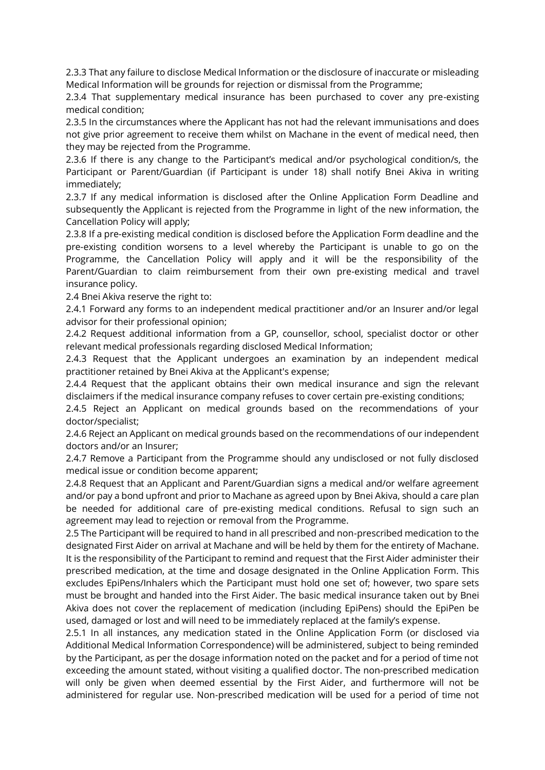2.3.3 That any failure to disclose Medical Information or the disclosure of inaccurate or misleading Medical Information will be grounds for rejection or dismissal from the Programme;

2.3.4 That supplementary medical insurance has been purchased to cover any pre-existing medical condition;

2.3.5 In the circumstances where the Applicant has not had the relevant immunisations and does not give prior agreement to receive them whilst on Machane in the event of medical need, then they may be rejected from the Programme.

2.3.6 If there is any change to the Participant's medical and/or psychological condition/s, the Participant or Parent/Guardian (if Participant is under 18) shall notify Bnei Akiva in writing immediately;

2.3.7 If any medical information is disclosed after the Online Application Form Deadline and subsequently the Applicant is rejected from the Programme in light of the new information, the Cancellation Policy will apply;

2.3.8 If a pre-existing medical condition is disclosed before the Application Form deadline and the pre-existing condition worsens to a level whereby the Participant is unable to go on the Programme, the Cancellation Policy will apply and it will be the responsibility of the Parent/Guardian to claim reimbursement from their own pre-existing medical and travel insurance policy.

2.4 Bnei Akiva reserve the right to:

2.4.1 Forward any forms to an independent medical practitioner and/or an Insurer and/or legal advisor for their professional opinion;

2.4.2 Request additional information from a GP, counsellor, school, specialist doctor or other relevant medical professionals regarding disclosed Medical Information;

2.4.3 Request that the Applicant undergoes an examination by an independent medical practitioner retained by Bnei Akiva at the Applicant's expense;

2.4.4 Request that the applicant obtains their own medical insurance and sign the relevant disclaimers if the medical insurance company refuses to cover certain pre-existing conditions;

2.4.5 Reject an Applicant on medical grounds based on the recommendations of your doctor/specialist;

2.4.6 Reject an Applicant on medical grounds based on the recommendations of our independent doctors and/or an Insurer;

2.4.7 Remove a Participant from the Programme should any undisclosed or not fully disclosed medical issue or condition become apparent;

2.4.8 Request that an Applicant and Parent/Guardian signs a medical and/or welfare agreement and/or pay a bond upfront and prior to Machane as agreed upon by Bnei Akiva, should a care plan be needed for additional care of pre-existing medical conditions. Refusal to sign such an agreement may lead to rejection or removal from the Programme.

2.5 The Participant will be required to hand in all prescribed and non-prescribed medication to the designated First Aider on arrival at Machane and will be held by them for the entirety of Machane. It is the responsibility of the Participant to remind and request that the First Aider administer their prescribed medication, at the time and dosage designated in the Online Application Form. This excludes EpiPens/Inhalers which the Participant must hold one set of; however, two spare sets must be brought and handed into the First Aider. The basic medical insurance taken out by Bnei Akiva does not cover the replacement of medication (including EpiPens) should the EpiPen be used, damaged or lost and will need to be immediately replaced at the family's expense.

2.5.1 In all instances, any medication stated in the Online Application Form (or disclosed via Additional Medical Information Correspondence) will be administered, subject to being reminded by the Participant, as per the dosage information noted on the packet and for a period of time not exceeding the amount stated, without visiting a qualified doctor. The non-prescribed medication will only be given when deemed essential by the First Aider, and furthermore will not be administered for regular use. Non-prescribed medication will be used for a period of time not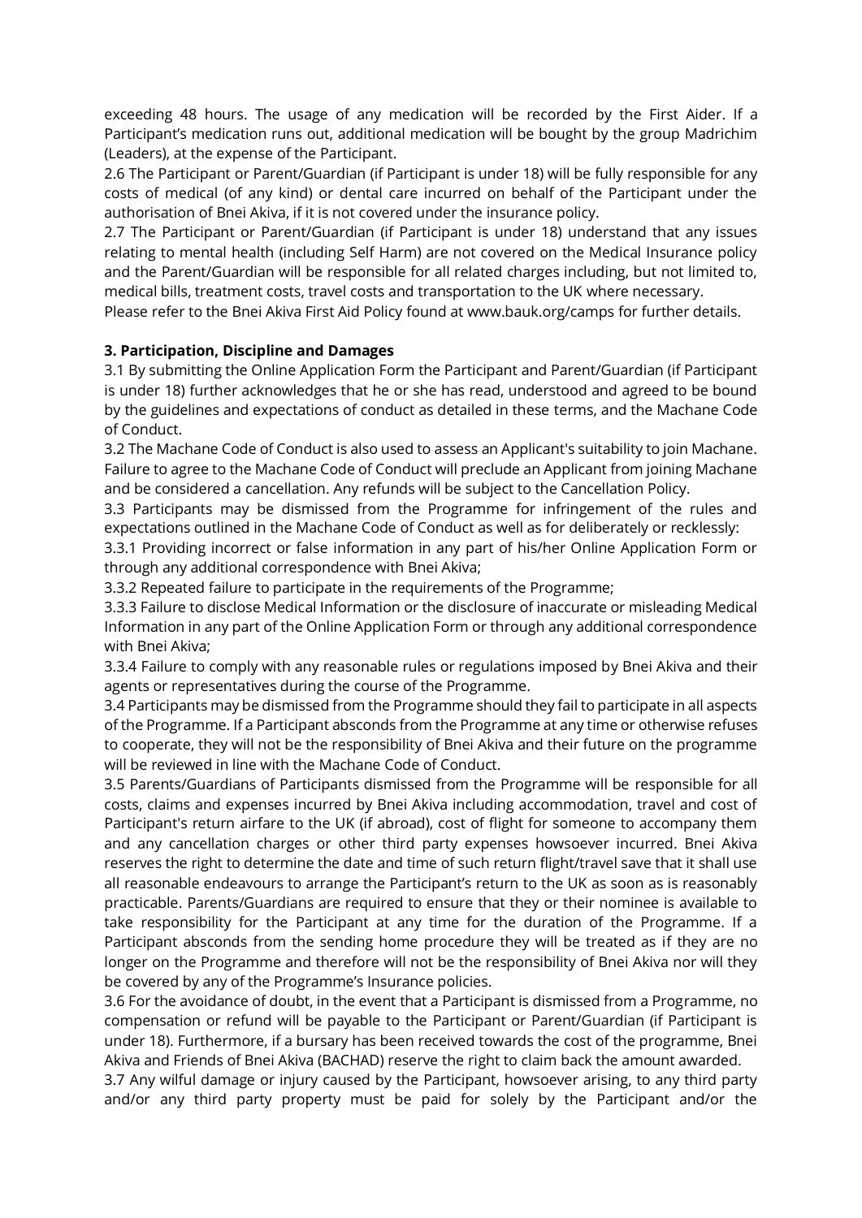exceeding 48 hours. The usage of any medication will be recorded by the First Aider. If a Participant's medication runs out, additional medication will be bought by the group Madrichim (Leaders), at the expense of the Participant.

2.6 The Participant or Parent/Guardian (if Participant is under 18) will be fully responsible for any costs of medical (of any kind) or dental care incurred on behalf of the Participant under the authorisation of Bnei Akiva, if it is not covered under the insurance policy.

2.7 The Participant or Parent/Guardian (if Participant is under 18) understand that any issues relating to mental health (including Self Harm) are not covered on the Medical Insurance policy and the Parent/Guardian will be responsible for all related charges including, but not limited to, medical bills, treatment costs, travel costs and transportation to the UK where necessary.

Please refer to the Bnei Akiva First Aid Policy found at www.bauk.org/camps for further details.

### 3. Participation, Discipline and Damages

3.1 By submitting the Online Application Form the Participant and Parent/Guardian (if Participant is under 18) further acknowledges that he or she has read, understood and agreed to be bound by the guidelines and expectations of conduct as detailed in these terms, and the Machane Code of Conduct.

3.2 The Machane Code of Conduct is also used to assess an Applicant's suitability to join Machane. Failure to agree to the Machane Code of Conduct will preclude an Applicant from joining Machane and be considered a cancellation. Any refunds will be subject to the Cancellation Policy.

3.3 Participants may be dismissed from the Programme for infringement of the rules and expectations outlined in the Machane Code of Conduct as well as for deliberately or recklessly:

3.3.1 Providing incorrect or false information in any part of his/her Online Application Form or through any additional correspondence with Bnei Akiva;

3.3.2 Repeated failure to participate in the requirements of the Programme;

3.3.3 Failure to disclose Medical Information or the disclosure of inaccurate or misleading Medical Information in any part of the Online Application Form or through any additional correspondence with Bnei Akiva;

3.3.4 Failure to comply with any reasonable rules or regulations imposed by Bnei Akiva and their agents or representatives during the course of the Programme.

3.4 Participants may be dismissed from the Programme should they fail to participate in all aspects of the Programme. If a Participant absconds from the Programme at any time or otherwise refuses to cooperate, they will not be the responsibility of Bnei Akiva and their future on the programme will be reviewed in line with the Machane Code of Conduct.

3.5 Parents/Guardians of Participants dismissed from the Programme will be responsible for all costs, claims and expenses incurred by Bnei Akiva including accommodation, travel and cost of Participant's return airfare to the UK (if abroad), cost of flight for someone to accompany them and any cancellation charges or other third party expenses howsoever incurred. Bnei Akiva reserves the right to determine the date and time of such return flight/travel save that it shall use all reasonable endeavours to arrange the Participant's return to the UK as soon as is reasonably practicable. Parents/Guardians are required to ensure that they or their nominee is available to take responsibility for the Participant at any time for the duration of the Programme. If a Participant absconds from the sending home procedure they will be treated as if they are no longer on the Programme and therefore will not be the responsibility of Bnei Akiva nor will they be covered by any of the Programme's Insurance policies.

3.6 For the avoidance of doubt, in the event that a Participant is dismissed from a Programme, no compensation or refund will be payable to the Participant or Parent/Guardian (if Participant is under 18). Furthermore, if a bursary has been received towards the cost of the programme, Bnei Akiva and Friends of Bnei Akiva (BACHAD) reserve the right to claim back the amount awarded.

3.7 Any wilful damage or injury caused by the Participant, howsoever arising, to any third party and/or any third party property must be paid for solely by the Participant and/or the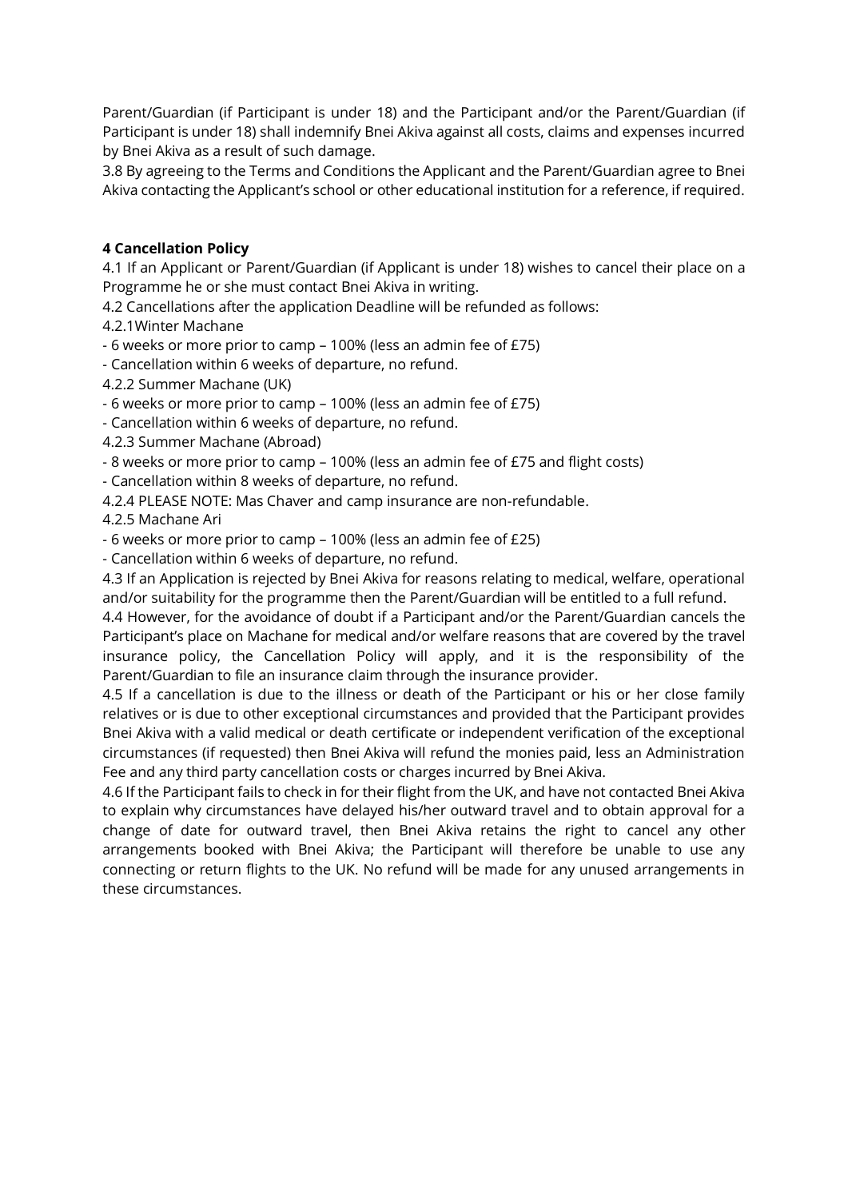Parent/Guardian (if Participant is under 18) and the Participant and/or the Parent/Guardian (if Participant is under 18) shall indemnify Bnei Akiva against all costs, claims and expenses incurred by Bnei Akiva as a result of such damage.

3.8 By agreeing to the Terms and Conditions the Applicant and the Parent/Guardian agree to Bnei Akiva contacting the Applicant's school or other educational institution for a reference, if required.

**4 Cancellation Policy**

4.1 If an Applicant or Parent/Guardian (if Applicant is under 18) wishes to cancel their place on a Programme he or she must contact Bnei Akiva in writing.

4.2 Cancellations after the application Deadline will be refunded as follows:

4.2.1Winter Machane

- 6 weeks or more prior to camp – 100% (less an admin fee of £75)
- Cancellation within 6 weeks of departure, no refund.

4.2.2 Summer Machane (UK)

- 6 weeks or more prior to camp – 100% (less an admin fee of £75)
- Cancellation within 6 weeks of departure, no refund.

4.2.3 Summer Machane (Abroad)

- 8 weeks or more prior to camp – 100% (less an admin fee of £75 and flight costs)
- Cancellation within 8 weeks of departure, no refund.

4.2.4 PLEASE NOTE: Mas Chaver and camp insurance are non-refundable.

4.2.5 Machane Ari

- 6 weeks or more prior to camp – 100% (less an admin fee of £25)
- Cancellation within 6 weeks of departure, no refund.

4.3 If an Application is rejected by Bnei Akiva for reasons relating to medical, welfare, operational and/or suitability for the programme then the Parent/Guardian will be entitled to a full refund.

4.4 However, for the avoidance of doubt if a Participant and/or the Parent/Guardian cancels the Participant's place on Machane for medical and/or welfare reasons that are covered by the travel insurance policy, the Cancellation Policy will apply, and it is the responsibility of the Parent/Guardian to file an insurance claim through the insurance provider.

4.5 If a cancellation is due to the illness or death of the Participant or his or her close family relatives or is due to other exceptional circumstances and provided that the Participant provides Bnei Akiva with a valid medical or death certificate or independent verification of the exceptional circumstances (if requested) then Bnei Akiva will refund the monies paid, less an Administration Fee and any third party cancellation costs or charges incurred by Bnei Akiva.

4.6 If the Participant fails to check in for their flight from the UK, and have not contacted Bnei Akiva to explain why circumstances have delayed his/her outward travel and to obtain approval for a change of date for outward travel, then Bnei Akiva retains the right to cancel any other arrangements booked with Bnei Akiva; the Participant will therefore be unable to use any connecting or return flights to the UK. No refund will be made for any unused arrangements in these circumstances.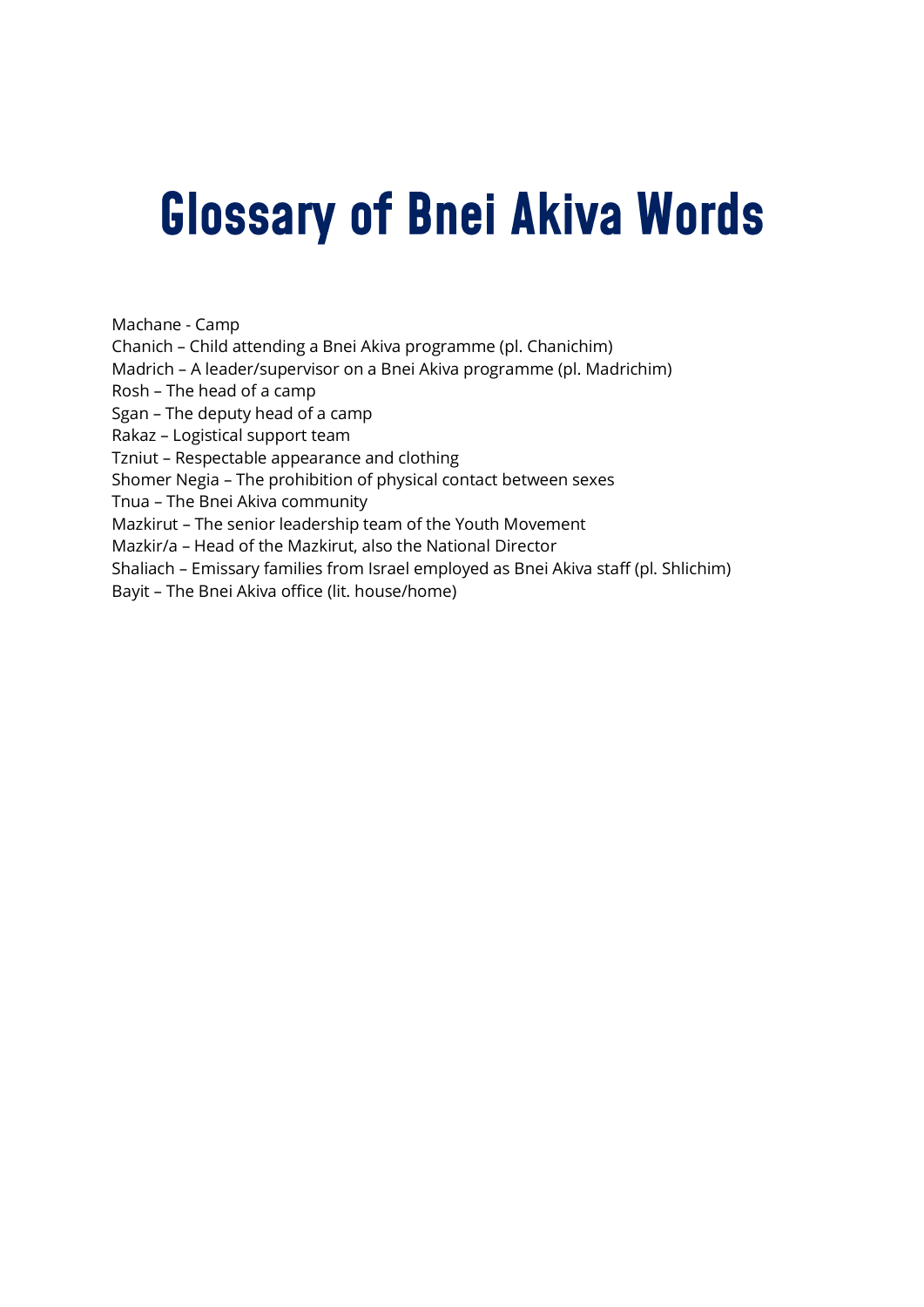# Glossary of Bnei Akiva Words

Machane - Camp
Chanich – Child attending a Bnei Akiva programme (pl. Chanichim)
Madrich – A leader/supervisor on a Bnei Akiva programme (pl. Madrichim)
Rosh – The head of a camp
Sgan – The deputy head of a camp
Rakaz – Logistical support team
Tzniut – Respectable appearance and clothing
Shomer Negia – The prohibition of physical contact between sexes
Tnua – The Bnei Akiva community
Mazkirut – The senior leadership team of the Youth Movement
Mazkir/a – Head of the Mazkirut, also the National Director
Shaliach – Emissary families from Israel employed as Bnei Akiva staff (pl. Shlichim)
Bayit – The Bnei Akiva office (lit. house/home)